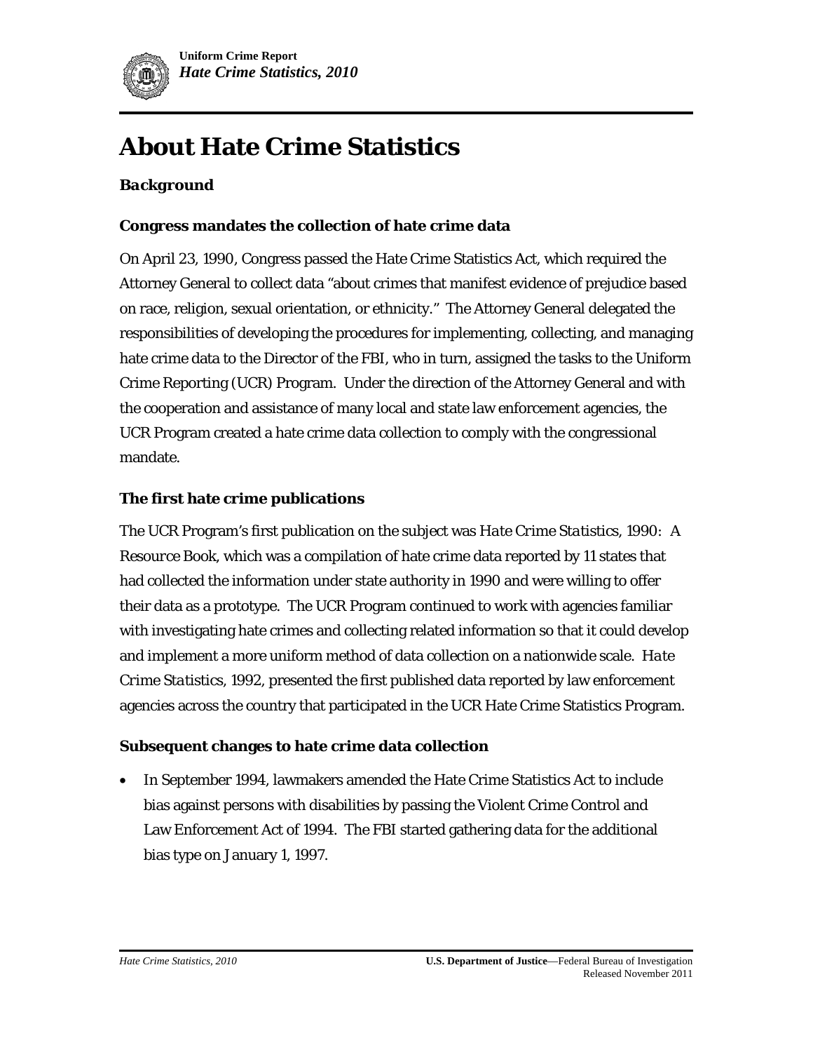# About Hate Crime Statistics

## *Background*

### Congress mandates the collection of hate crime data

On April 23, 1990, Congress passed the Hate Crime Statistics Act, which required the Attorney General to collect data "about crimes that manifest evidence of prejudice based on race, religion, sexual orientation, or ethnicity." The Attorney General delegated the responsibilities of developing the procedures for implementing, collecting, and managing hate crime data to the Director of the FBI, who in turn, assigned the tasks to the Uniform Crime Reporting (UCR) Program. Under the direction of the Attorney General and with the cooperation and assistance of many local and state law enforcement agencies, the UCR Program created a hate crime data collection to comply with the congressional mandate.

### The first hate crime publications

The UCR Program's first publication on the subject was *Hate Crime Statistics, 1990: A Resource Book*, which was a compilation of hate crime data reported by 11 states that had collected the information under state authority in 1990 and were willing to offer their data as a prototype. The UCR Program continued to work with agencies familiar with investigating hate crimes and collecting related information so that it could develop and implement a more uniform method of data collection on a nationwide scale. *Hate Crime Statistics, 1992*, presented the first published data reported by law enforcement agencies across the country that participated in the UCR Hate Crime Statistics Program.

### Subsequent changes to hate crime data collection

- In September 1994, lawmakers amended the Hate Crime Statistics Act to include bias against persons with disabilities by passing the Violent Crime Control and Law Enforcement Act of 1994. The FBI started gathering data for the additional bias type on January 1, 1997.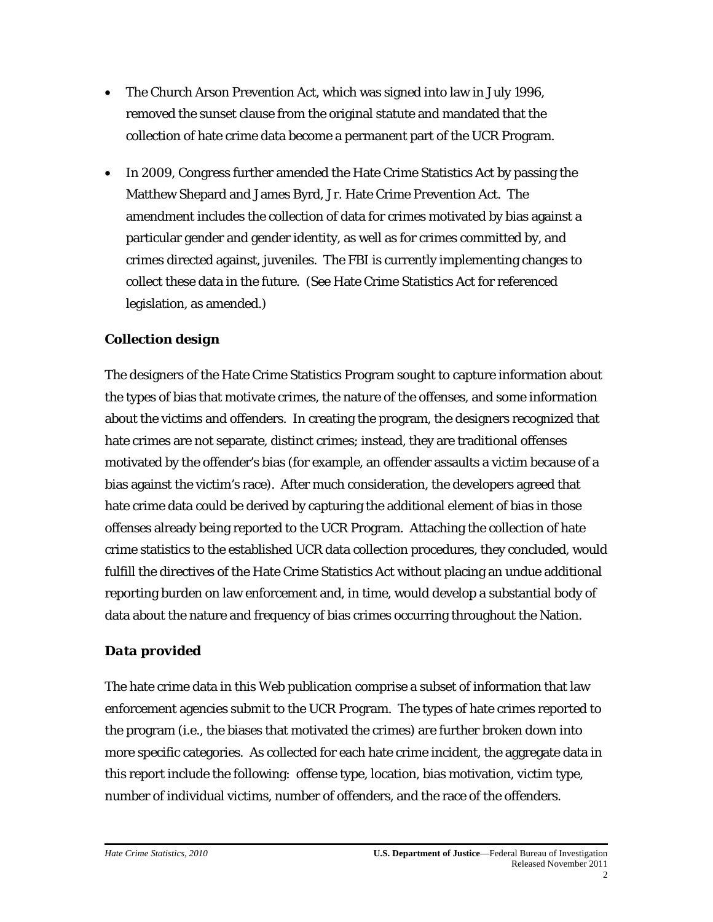- The Church Arson Prevention Act, which was signed into law in July 1996, removed the sunset clause from the original statute and mandated that the collection of hate crime data become a permanent part of the UCR Program.
- In 2009, Congress further amended the Hate Crime Statistics Act by passing the Matthew Shepard and James Byrd, Jr. Hate Crime Prevention Act. The amendment includes the collection of data for crimes motivated by bias against a particular gender and gender identity, as well as for crimes committed by, and crimes directed against, juveniles. The FBI is currently implementing changes to collect these data in the future. (See Hate Crime Statistics Act for referenced legislation, as amended.)

### Collection design

The designers of the Hate Crime Statistics Program sought to capture information about the types of bias that motivate crimes, the nature of the offenses, and some information about the victims and offenders. In creating the program, the designers recognized that hate crimes are not separate, distinct crimes; instead, they are traditional offenses motivated by the offender's bias (for example, an offender assaults a victim because of a bias against the victim's race). After much consideration, the developers agreed that hate crime data could be derived by capturing the additional element of bias in those offenses already being reported to the UCR Program. Attaching the collection of hate crime statistics to the established UCR data collection procedures, they concluded, would fulfill the directives of the Hate Crime Statistics Act without placing an undue additional reporting burden on law enforcement and, in time, would develop a substantial body of data about the nature and frequency of bias crimes occurring throughout the Nation.

### Data provided

The hate crime data in this Web publication comprise a subset of information that law enforcement agencies submit to the UCR Program. The types of hate crimes reported to the program (i.e., the biases that motivated the crimes) are further broken down into more specific categories. As collected for each hate crime incident, the aggregate data in this report include the following: offense type, location, bias motivation, victim type, number of individual victims, number of offenders, and the race of the offenders.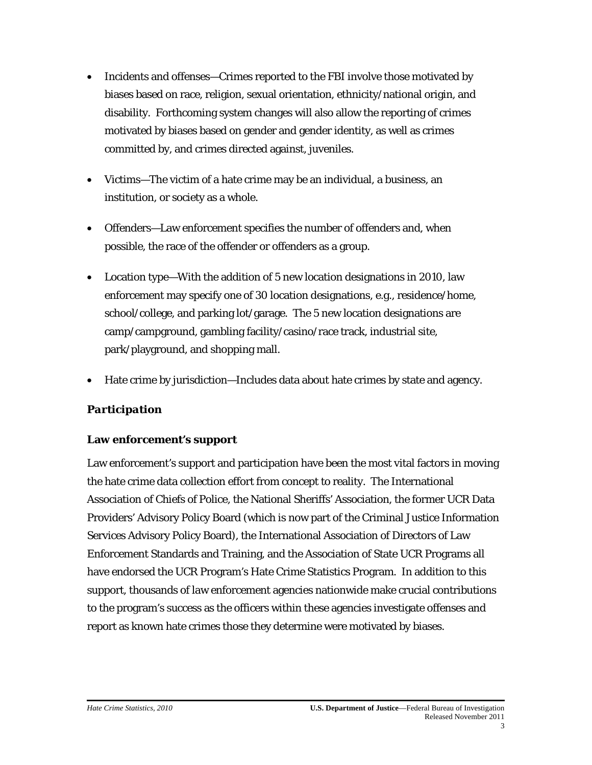- Incidents and offenses—Crimes reported to the FBI involve those motivated by biases based on race, religion, sexual orientation, ethnicity/national origin, and disability. Forthcoming system changes will also allow the reporting of crimes motivated by biases based on gender and gender identity, as well as crimes committed by, and crimes directed against, juveniles.

- Victims—The victim of a hate crime may be an individual, a business, an institution, or society as a whole.

- Offenders—Law enforcement specifies the number of offenders and, when possible, the race of the offender or offenders as a group.

- Location type—With the addition of 5 new location designations in 2010, law enforcement may specify one of 30 location designations, e.g., residence/home, school/college, and parking lot/garage. The 5 new location designations are camp/campground, gambling facility/casino/race track, industrial site, park/playground, and shopping mall.

- Hate crime by jurisdiction—Includes data about hate crimes by state and agency.

## *Participation*

### Law enforcement's support

Law enforcement's support and participation have been the most vital factors in moving the hate crime data collection effort from concept to reality. The International Association of Chiefs of Police, the National Sheriffs' Association, the former UCR Data Providers' Advisory Policy Board (which is now part of the Criminal Justice Information Services Advisory Policy Board), the International Association of Directors of Law Enforcement Standards and Training, and the Association of State UCR Programs all have endorsed the UCR Program's Hate Crime Statistics Program. In addition to this support, thousands of law enforcement agencies nationwide make crucial contributions to the program's success as the officers within these agencies investigate offenses and report as known hate crimes those they determine were motivated by biases.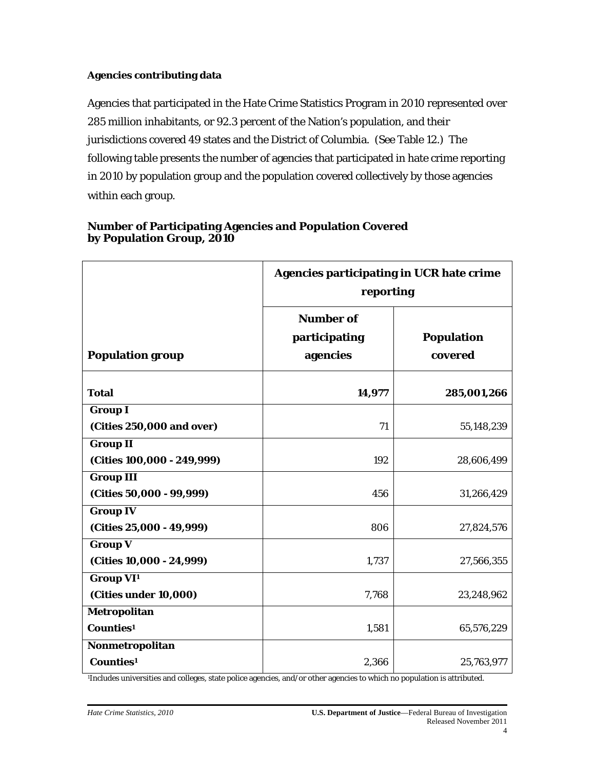### Agencies contributing data

Agencies that participated in the Hate Crime Statistics Program in 2010 represented over 285 million inhabitants, or 92.3 percent of the Nation's population, and their jurisdictions covered 49 states and the District of Columbia. (See Table 12.) The following table presents the number of agencies that participated in hate crime reporting in 2010 by population group and the population covered collectively by those agencies within each group.

**Number of Participating Agencies and Population Covered by Population Group, 2010**

| | Agencies participating in UCR hate crime reporting | |
|---|---|---|
| **Population group** | **Number of participating agencies** | **Population covered** |
| **Total** | **14,977** | **285,001,266** |
| **Group I (Cities 250,000 and over)** | 71 | 55,148,239 |
| **Group II (Cities 100,000 - 249,999)** | 192 | 28,606,499 |
| **Group III (Cities 50,000 - 99,999)** | 456 | 31,266,429 |
| **Group IV (Cities 25,000 - 49,999)** | 806 | 27,824,576 |
| **Group V (Cities 10,000 - 24,999)** | 1,737 | 27,566,355 |
| **Group VI[1] (Cities under 10,000)** | 7,768 | 23,248,962 |
| **Metropolitan Counties[1]** | 1,581 | 65,576,229 |
| **Nonmetropolitan Counties[1]** | 2,366 | 25,763,977 |

[1]Includes universities and colleges, state police agencies, and/or other agencies to which no population is attributed.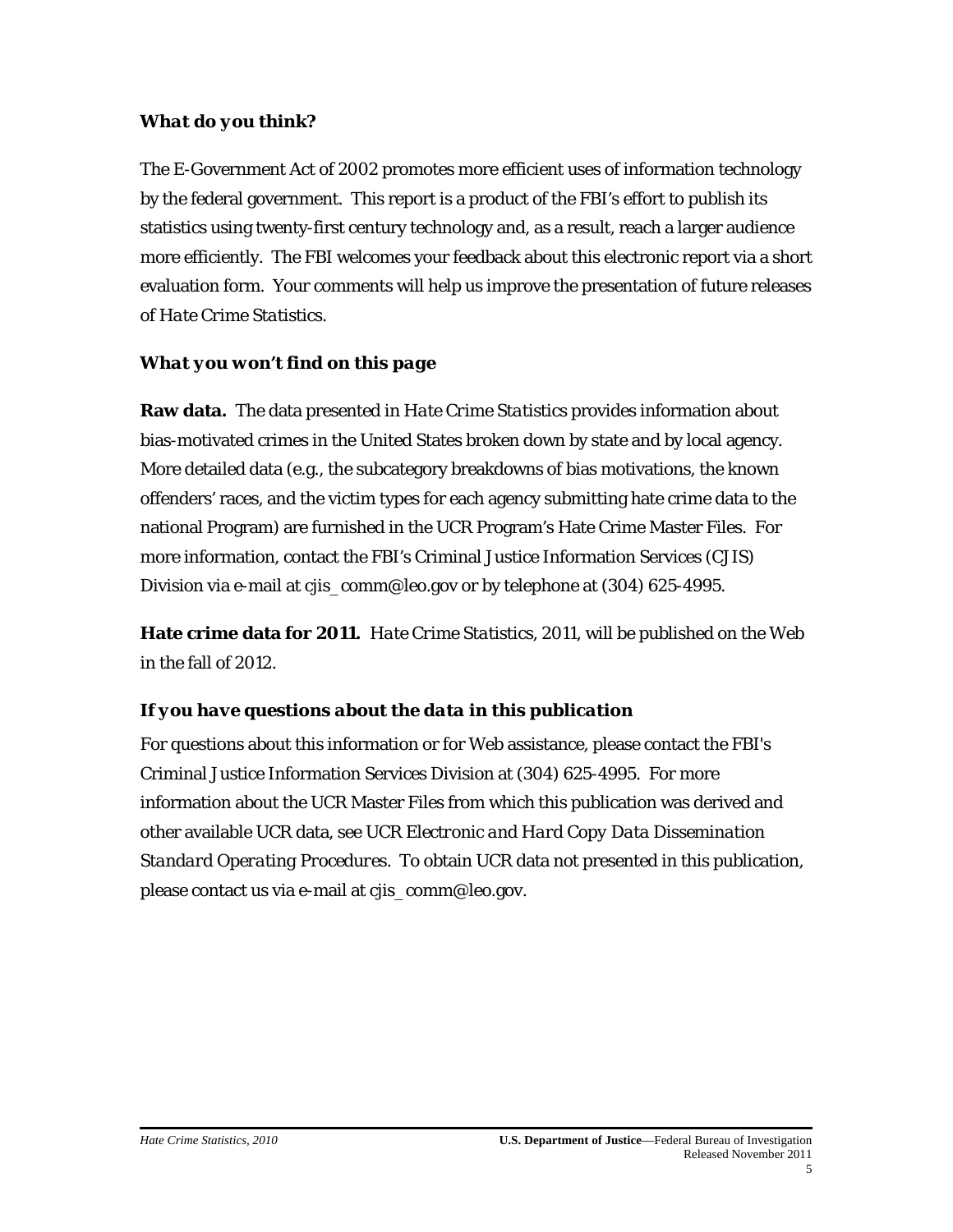### *What do you think?*

The E-Government Act of 2002 promotes more efficient uses of information technology by the federal government. This report is a product of the FBI's effort to publish its statistics using twenty-first century technology and, as a result, reach a larger audience more efficiently. The FBI welcomes your feedback about this electronic report via a short evaluation form. Your comments will help us improve the presentation of future releases of *Hate Crime Statistics*.

### *What you won't find on this page*

**Raw data.** The data presented in *Hate Crime Statistics* provides information about bias-motivated crimes in the United States broken down by state and by local agency. More detailed data (e.g., the subcategory breakdowns of bias motivations, the known offenders' races, and the victim types for each agency submitting hate crime data to the national Program) are furnished in the UCR Program's Hate Crime Master Files. For more information, contact the FBI's Criminal Justice Information Services (CJIS) Division via e-mail at cjis_comm@leo.gov or by telephone at (304) 625-4995.

**Hate crime data for 2011.** *Hate Crime Statistics, 2011*, will be published on the Web in the fall of 2012.

### *If you have questions about the data in this publication*

For questions about this information or for Web assistance, please contact the FBI's Criminal Justice Information Services Division at (304) 625-4995. For more information about the UCR Master Files from which this publication was derived and other available UCR data, see *UCR Electronic and Hard Copy Data Dissemination Standard Operating Procedures*. To obtain UCR data not presented in this publication, please contact us via e-mail at cjis_comm@leo.gov.